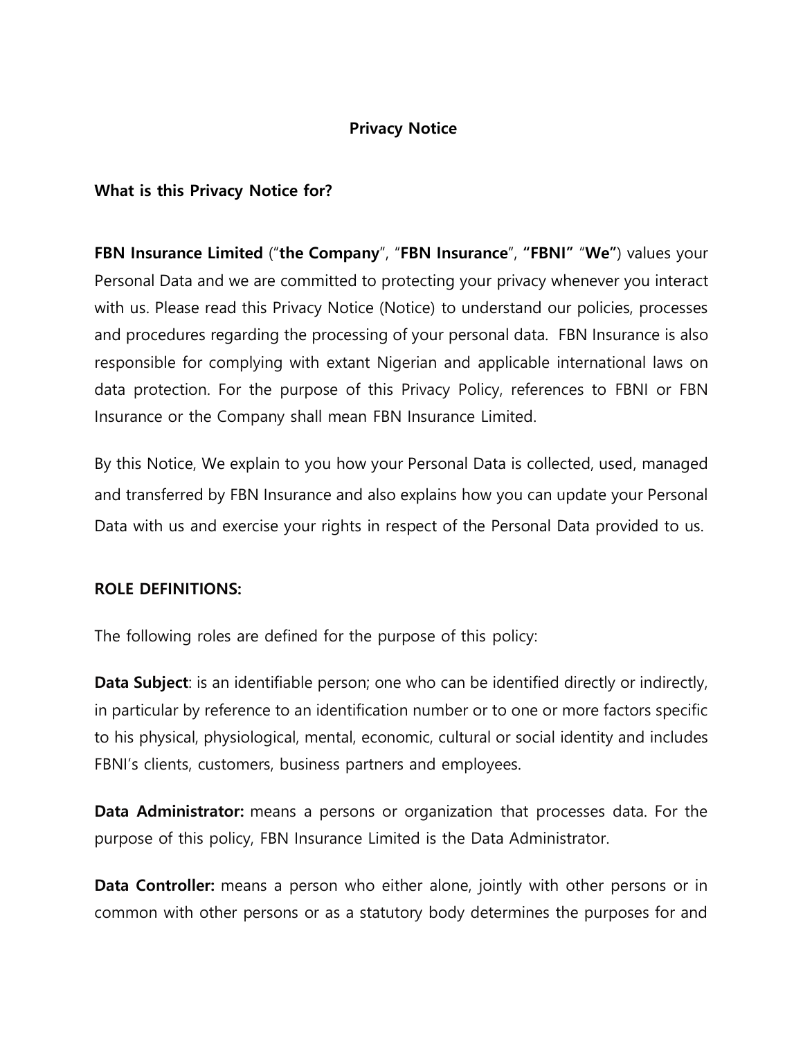# Privacy Notice

## What is this Privacy Notice for?

**FBN Insurance Limited** ("**the Company**", "**FBN Insurance**", **"FBNI"** "**We"**) values your Personal Data and we are committed to protecting your privacy whenever you interact with us. Please read this Privacy Notice (Notice) to understand our policies, processes and procedures regarding the processing of your personal data. FBN Insurance is also responsible for complying with extant Nigerian and applicable international laws on data protection. For the purpose of this Privacy Policy, references to FBNI or FBN Insurance or the Company shall mean FBN Insurance Limited.

By this Notice, We explain to you how your Personal Data is collected, used, managed and transferred by FBN Insurance and also explains how you can update your Personal Data with us and exercise your rights in respect of the Personal Data provided to us.

## ROLE DEFINITIONS:

The following roles are defined for the purpose of this policy:

**Data Subject**: is an identifiable person; one who can be identified directly or indirectly, in particular by reference to an identification number or to one or more factors specific to his physical, physiological, mental, economic, cultural or social identity and includes FBNI's clients, customers, business partners and employees.

**Data Administrator:** means a persons or organization that processes data. For the purpose of this policy, FBN Insurance Limited is the Data Administrator.

**Data Controller:** means a person who either alone, jointly with other persons or in common with other persons or as a statutory body determines the purposes for and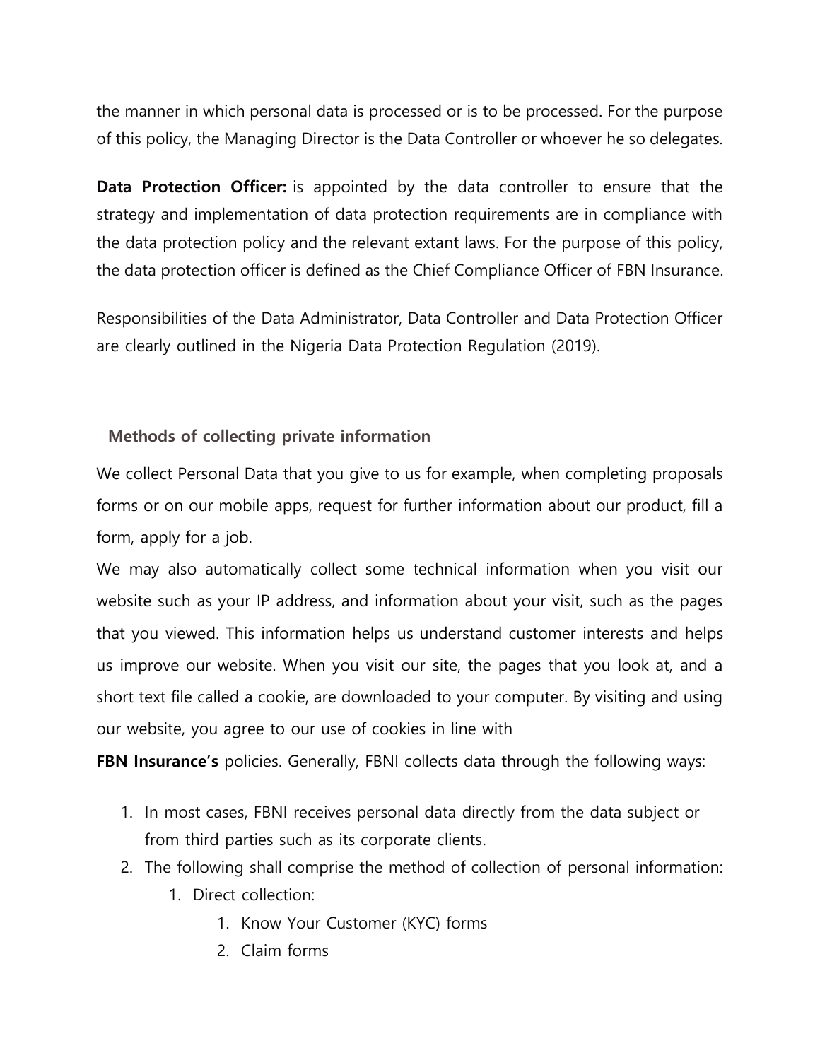the manner in which personal data is processed or is to be processed. For the purpose of this policy, the Managing Director is the Data Controller or whoever he so delegates.

**Data Protection Officer:** is appointed by the data controller to ensure that the strategy and implementation of data protection requirements are in compliance with the data protection policy and the relevant extant laws. For the purpose of this policy, the data protection officer is defined as the Chief Compliance Officer of FBN Insurance.

Responsibilities of the Data Administrator, Data Controller and Data Protection Officer are clearly outlined in the Nigeria Data Protection Regulation (2019).

### Methods of collecting private information

We collect Personal Data that you give to us for example, when completing proposals forms or on our mobile apps, request for further information about our product, fill a form, apply for a job.
We may also automatically collect some technical information when you visit our website such as your IP address, and information about your visit, such as the pages that you viewed. This information helps us understand customer interests and helps us improve our website. When you visit our site, the pages that you look at, and a short text file called a cookie, are downloaded to your computer. By visiting and using our website, you agree to our use of cookies in line with
**FBN Insurance's** policies. Generally, FBNI collects data through the following ways:

1. In most cases, FBNI receives personal data directly from the data subject or from third parties such as its corporate clients.
2. The following shall comprise the method of collection of personal information:
    1. Direct collection:
        1. Know Your Customer (KYC) forms
        2. Claim forms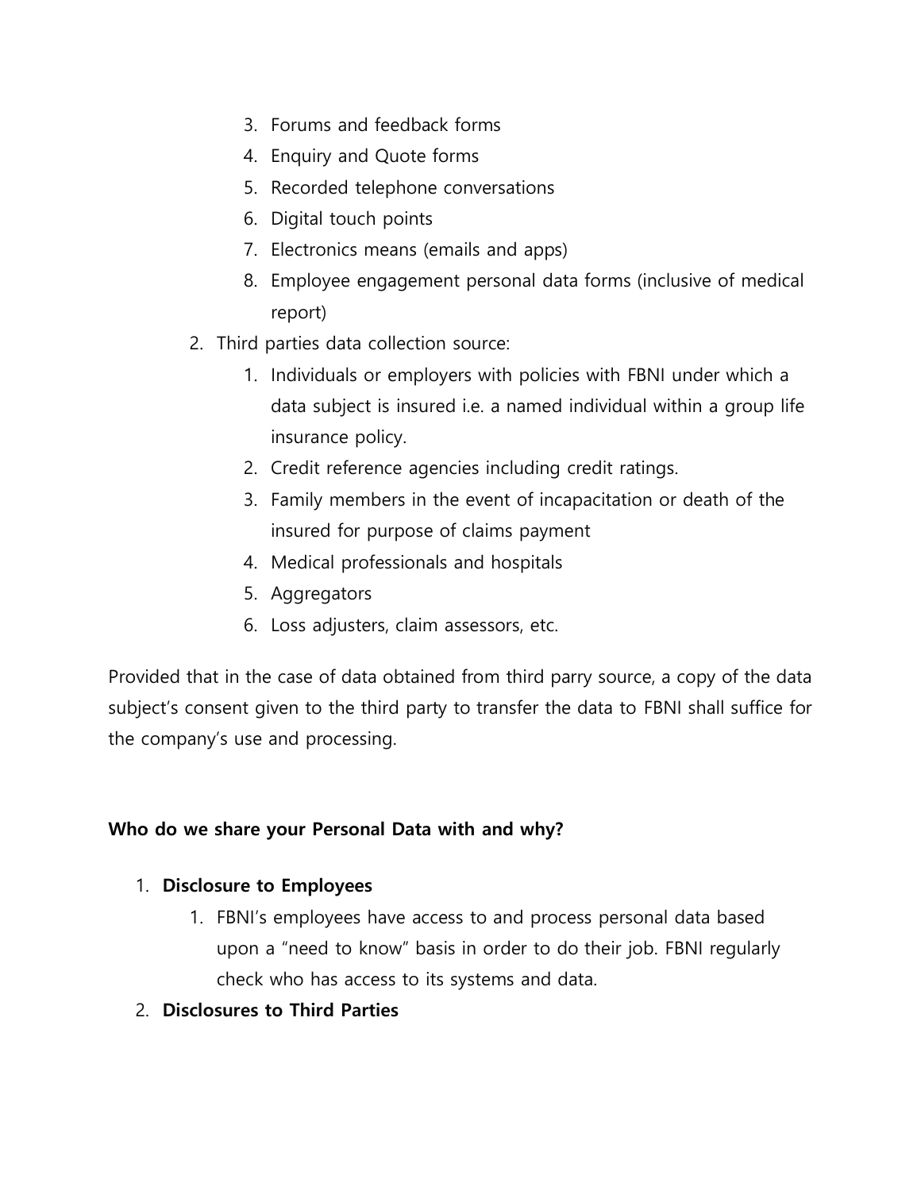3. Forums and feedback forms
   4. Enquiry and Quote forms
   5. Recorded telephone conversations
   6. Digital touch points
   7. Electronics means (emails and apps)
   8. Employee engagement personal data forms (inclusive of medical report)
2. Third parties data collection source:
   1. Individuals or employers with policies with FBNI under which a data subject is insured i.e. a named individual within a group life insurance policy.
   2. Credit reference agencies including credit ratings.
   3. Family members in the event of incapacitation or death of the insured for purpose of claims payment
   4. Medical professionals and hospitals
   5. Aggregators
   6. Loss adjusters, claim assessors, etc.

Provided that in the case of data obtained from third parry source, a copy of the data subject's consent given to the third party to transfer the data to FBNI shall suffice for the company's use and processing.

**Who do we share your Personal Data with and why?**

1. **Disclosure to Employees**
   1. FBNI's employees have access to and process personal data based upon a "need to know" basis in order to do their job. FBNI regularly check who has access to its systems and data.
2. **Disclosures to Third Parties**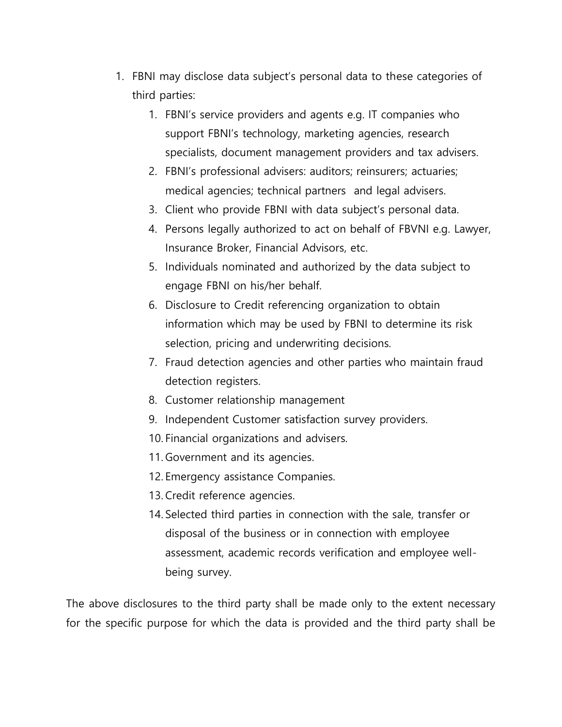1. FBNI may disclose data subject's personal data to these categories of third parties:
    1. FBNI's service providers and agents e.g. IT companies who support FBNI's technology, marketing agencies, research specialists, document management providers and tax advisers.
    2. FBNI's professional advisers: auditors; reinsurers; actuaries; medical agencies; technical partners and legal advisers.
    3. Client who provide FBNI with data subject's personal data.
    4. Persons legally authorized to act on behalf of FBVNI e.g. Lawyer, Insurance Broker, Financial Advisors, etc.
    5. Individuals nominated and authorized by the data subject to engage FBNI on his/her behalf.
    6. Disclosure to Credit referencing organization to obtain information which may be used by FBNI to determine its risk selection, pricing and underwriting decisions.
    7. Fraud detection agencies and other parties who maintain fraud detection registers.
    8. Customer relationship management
    9. Independent Customer satisfaction survey providers.
    10. Financial organizations and advisers.
    11. Government and its agencies.
    12. Emergency assistance Companies.
    13. Credit reference agencies.
    14. Selected third parties in connection with the sale, transfer or disposal of the business or in connection with employee assessment, academic records verification and employee well-being survey.

The above disclosures to the third party shall be made only to the extent necessary for the specific purpose for which the data is provided and the third party shall be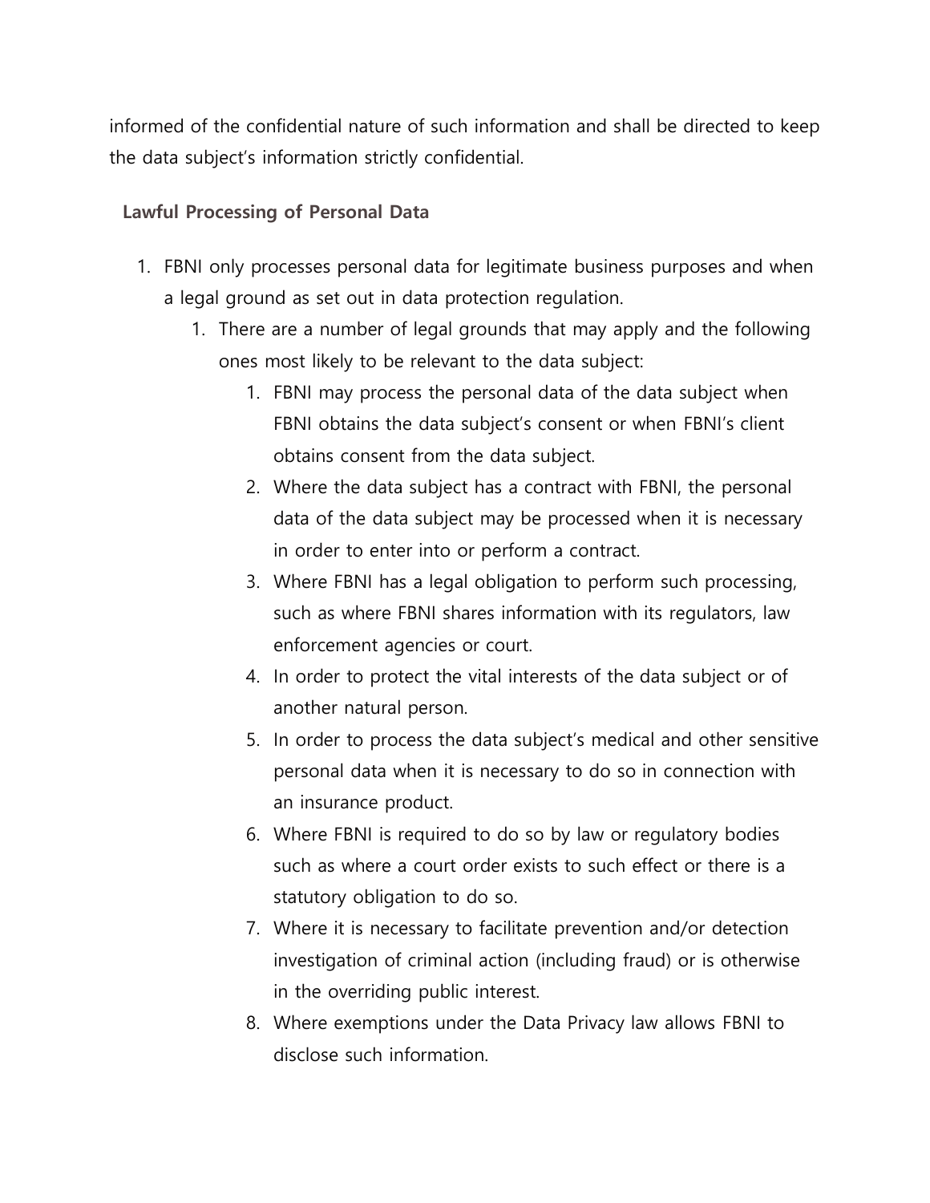informed of the confidential nature of such information and shall be directed to keep the data subject's information strictly confidential.

**Lawful Processing of Personal Data**

1. FBNI only processes personal data for legitimate business purposes and when a legal ground as set out in data protection regulation.
    1. There are a number of legal grounds that may apply and the following ones most likely to be relevant to the data subject:
        1. FBNI may process the personal data of the data subject when FBNI obtains the data subject's consent or when FBNI's client obtains consent from the data subject.
        2. Where the data subject has a contract with FBNI, the personal data of the data subject may be processed when it is necessary in order to enter into or perform a contract.
        3. Where FBNI has a legal obligation to perform such processing, such as where FBNI shares information with its regulators, law enforcement agencies or court.
        4. In order to protect the vital interests of the data subject or of another natural person.
        5. In order to process the data subject's medical and other sensitive personal data when it is necessary to do so in connection with an insurance product.
        6. Where FBNI is required to do so by law or regulatory bodies such as where a court order exists to such effect or there is a statutory obligation to do so.
        7. Where it is necessary to facilitate prevention and/or detection investigation of criminal action (including fraud) or is otherwise in the overriding public interest.
        8. Where exemptions under the Data Privacy law allows FBNI to disclose such information.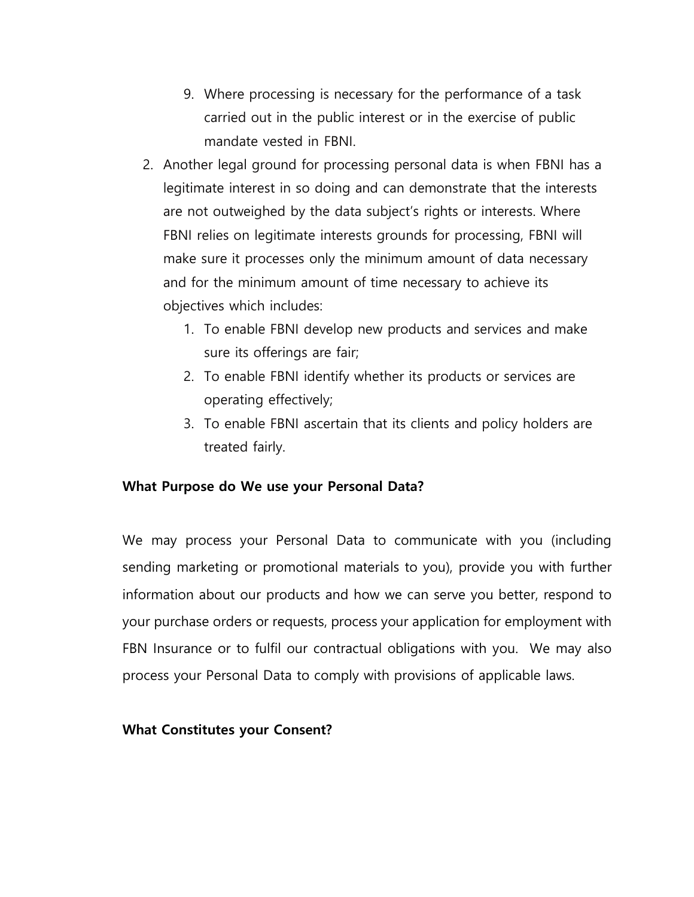9. Where processing is necessary for the performance of a task carried out in the public interest or in the exercise of public mandate vested in FBNI.

2. Another legal ground for processing personal data is when FBNI has a legitimate interest in so doing and can demonstrate that the interests are not outweighed by the data subject's rights or interests. Where FBNI relies on legitimate interests grounds for processing, FBNI will make sure it processes only the minimum amount of data necessary and for the minimum amount of time necessary to achieve its objectives which includes:
   1. To enable FBNI develop new products and services and make sure its offerings are fair;
   2. To enable FBNI identify whether its products or services are operating effectively;
   3. To enable FBNI ascertain that its clients and policy holders are treated fairly.

**What Purpose do We use your Personal Data?**

We may process your Personal Data to communicate with you (including sending marketing or promotional materials to you), provide you with further information about our products and how we can serve you better, respond to your purchase orders or requests, process your application for employment with FBN Insurance or to fulfil our contractual obligations with you. We may also process your Personal Data to comply with provisions of applicable laws.

**What Constitutes your Consent?**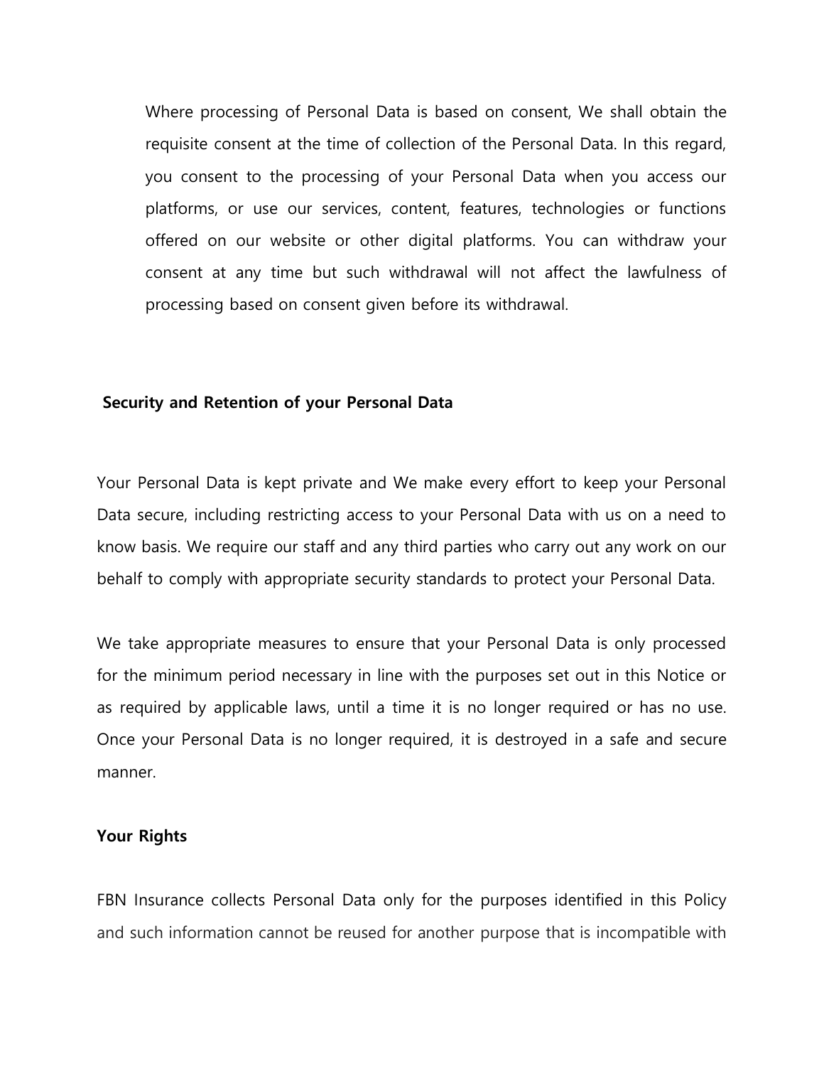Where processing of Personal Data is based on consent, We shall obtain the requisite consent at the time of collection of the Personal Data. In this regard, you consent to the processing of your Personal Data when you access our platforms, or use our services, content, features, technologies or functions offered on our website or other digital platforms. You can withdraw your consent at any time but such withdrawal will not affect the lawfulness of processing based on consent given before its withdrawal.

**Security and Retention of your Personal Data**

Your Personal Data is kept private and We make every effort to keep your Personal Data secure, including restricting access to your Personal Data with us on a need to know basis. We require our staff and any third parties who carry out any work on our behalf to comply with appropriate security standards to protect your Personal Data.

We take appropriate measures to ensure that your Personal Data is only processed for the minimum period necessary in line with the purposes set out in this Notice or as required by applicable laws, until a time it is no longer required or has no use. Once your Personal Data is no longer required, it is destroyed in a safe and secure manner.

**Your Rights**

FBN Insurance collects Personal Data only for the purposes identified in this Policy and such information cannot be reused for another purpose that is incompatible with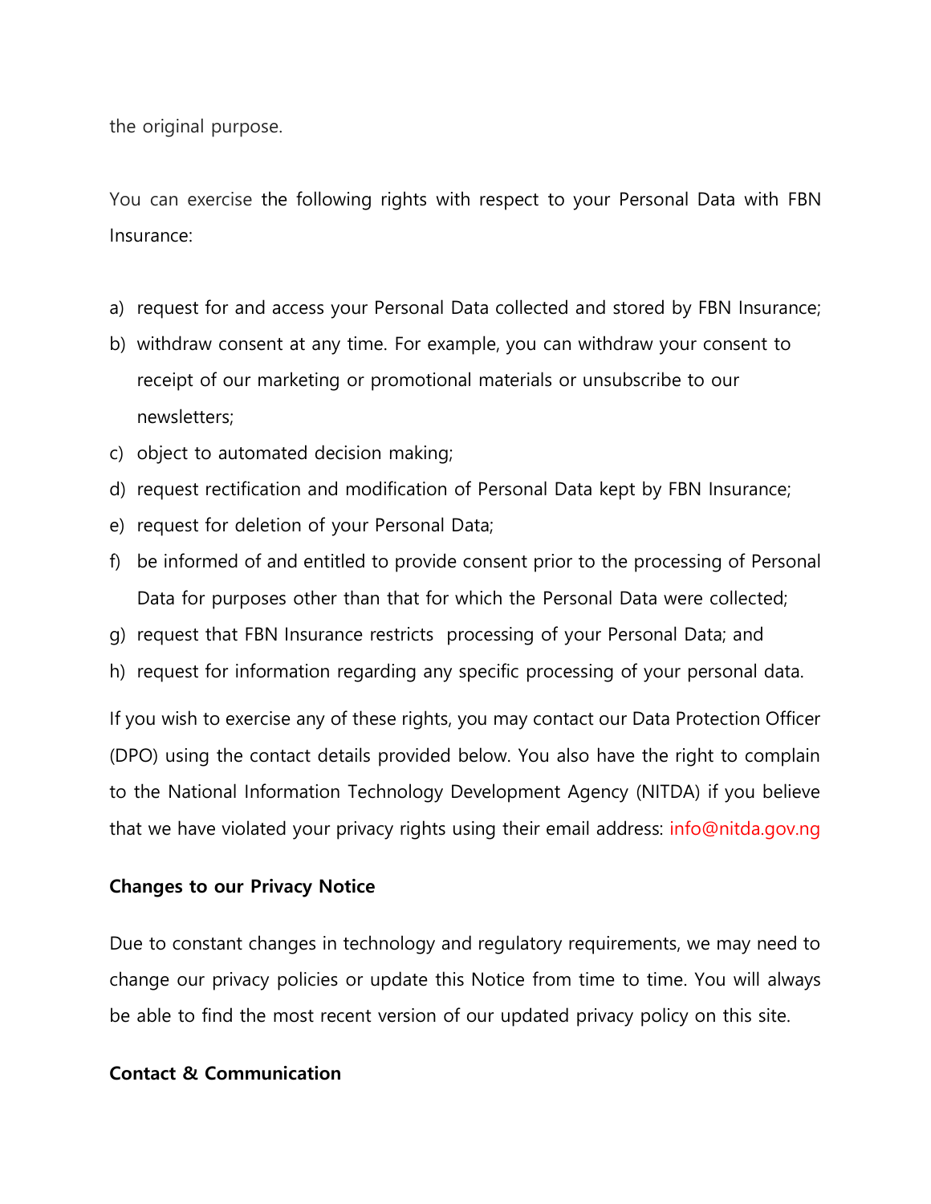the original purpose.

You can exercise the following rights with respect to your Personal Data with FBN Insurance:

a) request for and access your Personal Data collected and stored by FBN Insurance;
b) withdraw consent at any time. For example, you can withdraw your consent to receipt of our marketing or promotional materials or unsubscribe to our newsletters;
c) object to automated decision making;
d) request rectification and modification of Personal Data kept by FBN Insurance;
e) request for deletion of your Personal Data;
f) be informed of and entitled to provide consent prior to the processing of Personal Data for purposes other than that for which the Personal Data were collected;
g) request that FBN Insurance restricts processing of your Personal Data; and
h) request for information regarding any specific processing of your personal data.

If you wish to exercise any of these rights, you may contact our Data Protection Officer (DPO) using the contact details provided below. You also have the right to complain to the National Information Technology Development Agency (NITDA) if you believe that we have violated your privacy rights using their email address: info@nitda.gov.ng

**Changes to our Privacy Notice**

Due to constant changes in technology and regulatory requirements, we may need to change our privacy policies or update this Notice from time to time. You will always be able to find the most recent version of our updated privacy policy on this site.

**Contact & Communication**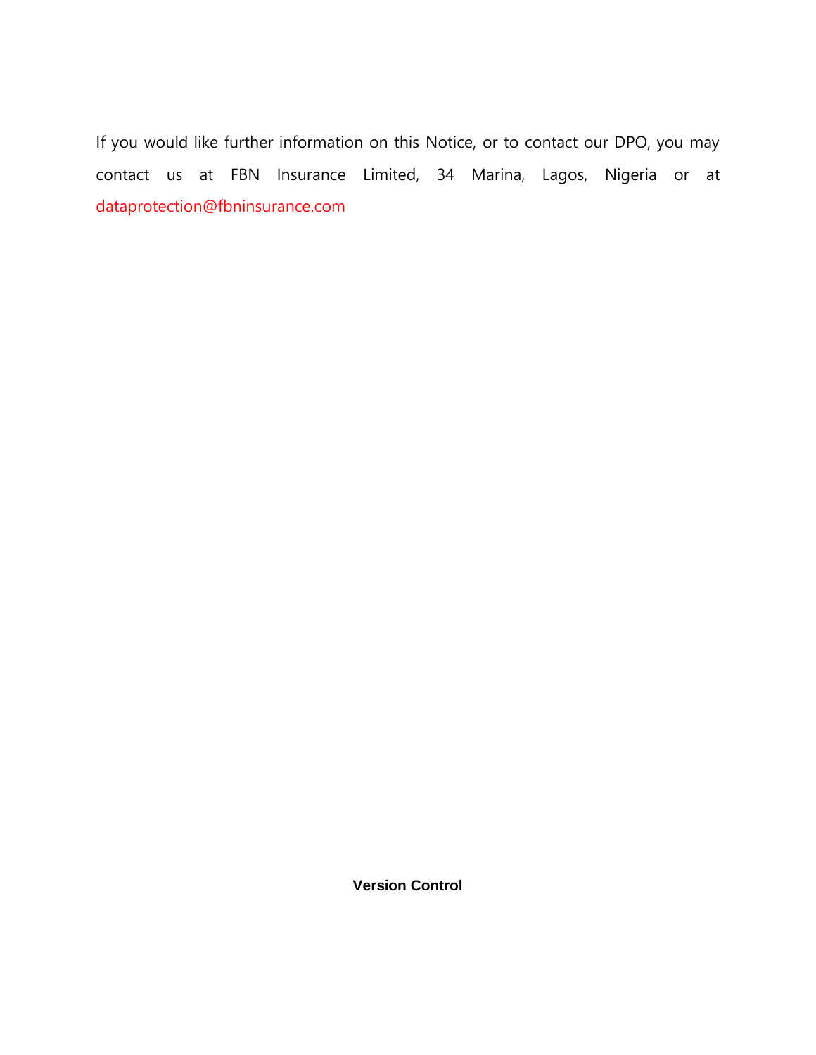If you would like further information on this Notice, or to contact our DPO, you may contact us at FBN Insurance Limited, 34 Marina, Lagos, Nigeria or at dataprotection@fbninsurance.com

**Version Control**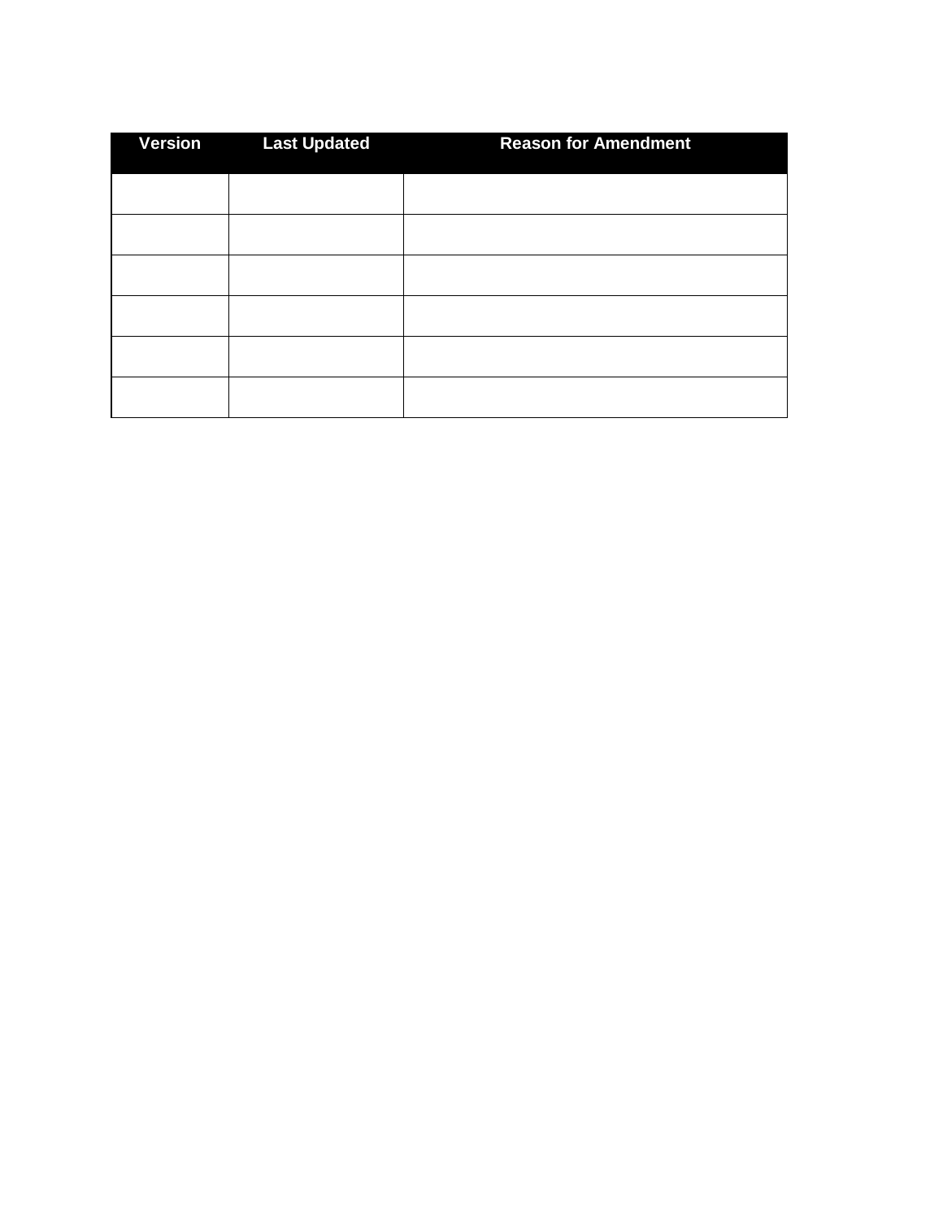| Version | Last Updated | Reason for Amendment |
| --- | --- | --- |
| | | |
| | | |
| | | |
| | | |
| | | |
| | | |